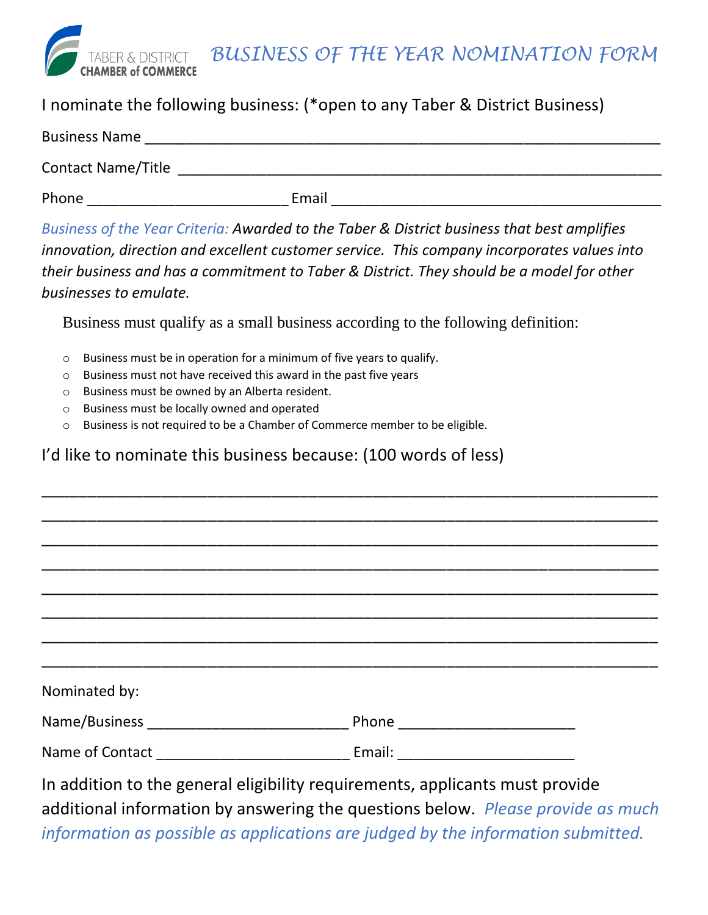TABER & DISTRICT CHAMBER of COMMERCE

# *BUSINESS OF THE YEAR NOMINATION FORM*

I nominate the following business: (*open to any Taber & District Business)

Business Name ______________________________________________________________

Contact Name/Title __________________________________________________________

Phone ________________________ Email ______________________________________

*Business of the Year Criteria: Awarded to the Taber & District business that best amplifies innovation, direction and excellent customer service. This company incorporates values into their business and has a commitment to Taber & District. They should be a model for other businesses to emulate.*

Business must qualify as a small business according to the following definition:

- Business must be in operation for a minimum of five years to qualify.
- Business must not have received this award in the past five years
- Business must be owned by an Alberta resident.
- Business must be locally owned and operated
- Business is not required to be a Chamber of Commerce member to be eligible.

I'd like to nominate this business because: (100 words of less)

______________________________________________________________________

______________________________________________________________________

______________________________________________________________________

______________________________________________________________________

______________________________________________________________________

______________________________________________________________________

______________________________________________________________________

______________________________________________________________________

Nominated by:

Name/Business ________________________ Phone ____________________

Name of Contact _______________________ Email: ____________________

In addition to the general eligibility requirements, applicants must provide additional information by answering the questions below. *Please provide as much information as possible as applications are judged by the information submitted.*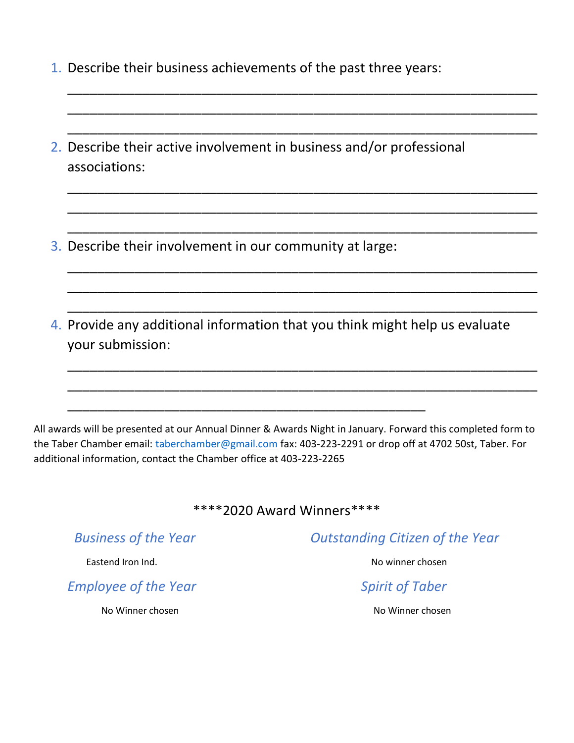1. Describe their business achievements of the past three years:

_______________________________________________________________
_______________________________________________________________
_______________________________________________________________

2. Describe their active involvement in business and/or professional associations:

_______________________________________________________________
_______________________________________________________________
_______________________________________________________________

3. Describe their involvement in our community at large:

_______________________________________________________________
_______________________________________________________________
_______________________________________________________________

4. Provide any additional information that you think might help us evaluate your submission:

_______________________________________________________________
_______________________________________________________________
_______________________________________________

All awards will be presented at our Annual Dinner & Awards Night in January. Forward this completed form to the Taber Chamber email: [taberchamber@gmail.com](mailto:taberchamber@gmail.com) fax: 403-223-2291 or drop off at 4702 50st, Taber. For additional information, contact the Chamber office at 403-223-2265

****2020 Award Winners****

*Business of the Year*

Eastend Iron Ind.

*Outstanding Citizen of the Year*

No winner chosen

*Employee of the Year*

No Winner chosen

*Spirit of Taber*

No Winner chosen